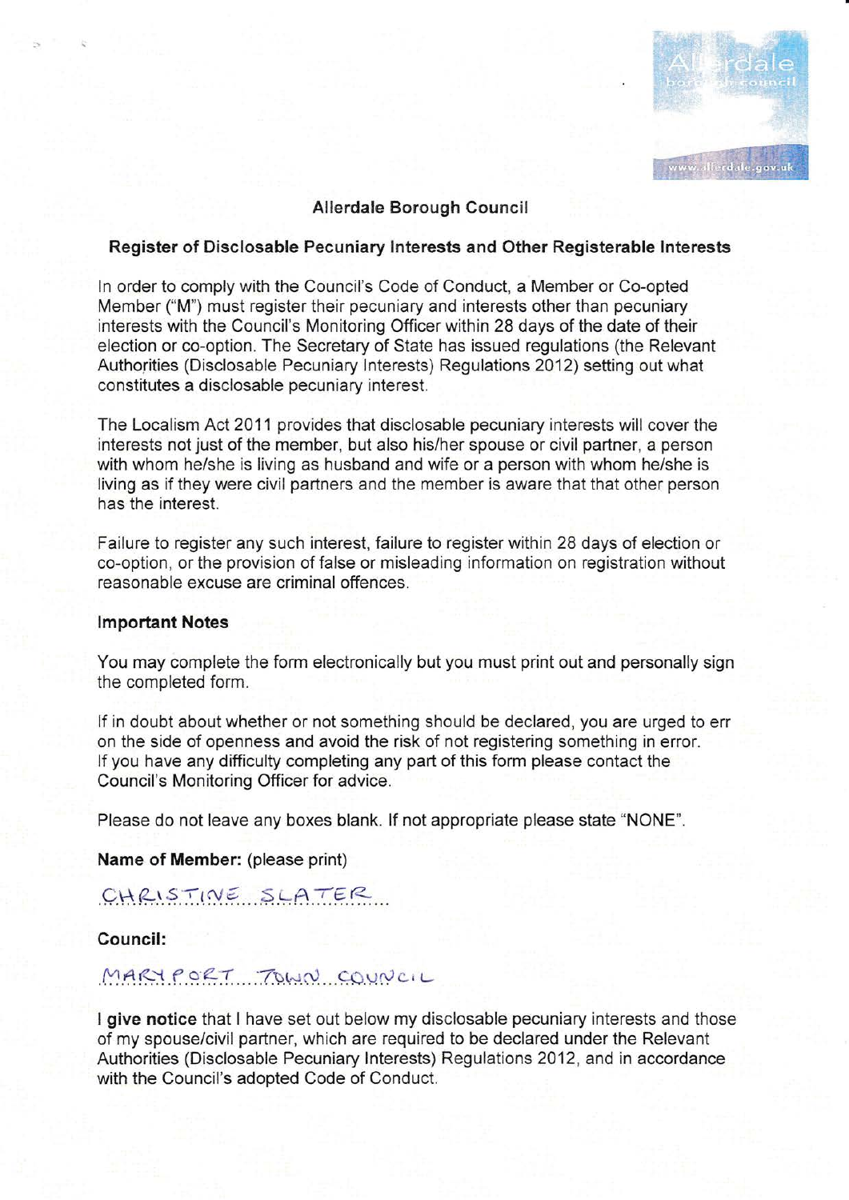# Allerdale Borough Council

## Register of Disclosable Pecuniary Interests and Other Registerable Interests

In order to comply with the Council's Code of Conduct, a Member or Co-opted Member ("M") must register their pecuniary and interests other than pecuniary interests with the Council's Monitoring Officer within 28 days of the date of their election or co-option. The Secretary of State has issued regulations (the Relevant Authorities (Disclosable Pecuniary Interests) Regulations 2012) setting out what constitutes a disclosable pecuniary interest.

The Localism Act 2011 provides that disclosable pecuniary interests will cover the interests not just of the member, but also his/her spouse or civil partner, a person with whom he/she is living as husband and wife or a person with whom he/she is living as if they were civil partners and the member is aware that that other person has the interest.

Failure to register any such interest, failure to register within 28 days of election or co-option, or the provision of false or misleading information on registration without reasonable excuse are criminal offences.

### Important Notes

You may complete the form electronically but you must print out and personally sign the completed form.

If in doubt about whether or not something should be declared, you are urged to err on the side of openness and avoid the risk of not registering something in error. If you have any difficulty completing any part of this form please contact the Council's Monitoring Officer for advice.

Please do not leave any boxes blank. If not appropriate please state "NONE".

**Name of Member:** (please print)

CHRISTINE SLATER

**Council:**

MARYPORT TOWN COUNCIL

**I give notice** that I have set out below my disclosable pecuniary interests and those of my spouse/civil partner, which are required to be declared under the Relevant Authorities (Disclosable Pecuniary Interests) Regulations 2012, and in accordance with the Council's adopted Code of Conduct.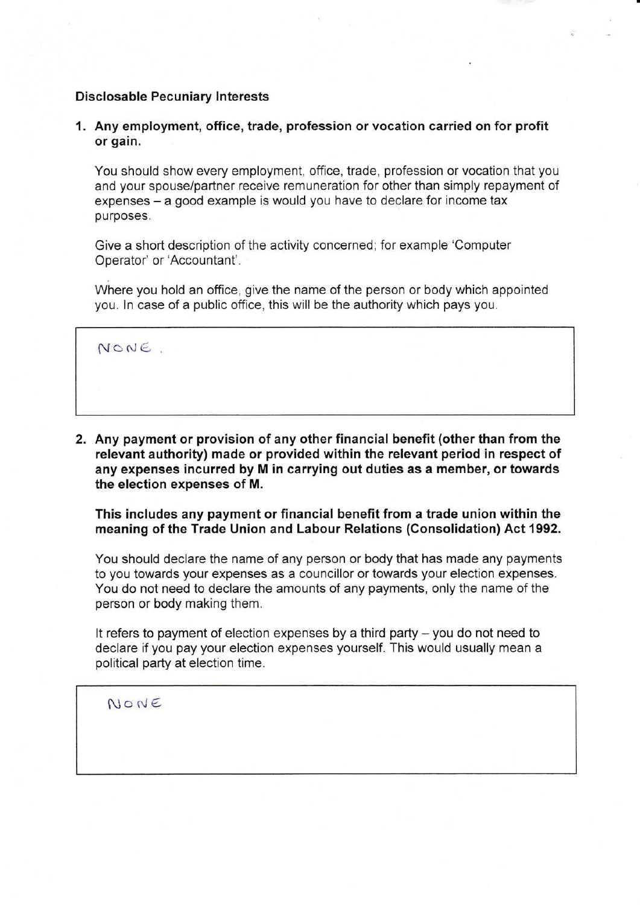**Disclosable Pecuniary Interests**

1. **Any employment, office, trade, profession or vocation carried on for profit or gain.**

   You should show every employment, office, trade, profession or vocation that you and your spouse/partner receive remuneration for other than simply repayment of expenses – a good example is would you have to declare for income tax purposes.

   Give a short description of the activity concerned; for example 'Computer Operator' or 'Accountant'.

   Where you hold an office, give the name of the person or body which appointed you. In case of a public office, this will be the authority which pays you.

   | NONE. |
   |---|

2. **Any payment or provision of any other financial benefit (other than from the relevant authority) made or provided within the relevant period in respect of any expenses incurred by M in carrying out duties as a member, or towards the election expenses of M.**

   **This includes any payment or financial benefit from a trade union within the meaning of the Trade Union and Labour Relations (Consolidation) Act 1992.**

   You should declare the name of any person or body that has made any payments to you towards your expenses as a councillor or towards your election expenses. You do not need to declare the amounts of any payments, only the name of the person or body making them.

   It refers to payment of election expenses by a third party – you do not need to declare if you pay your election expenses yourself. This would usually mean a political party at election time.

   | NONE |
   |---|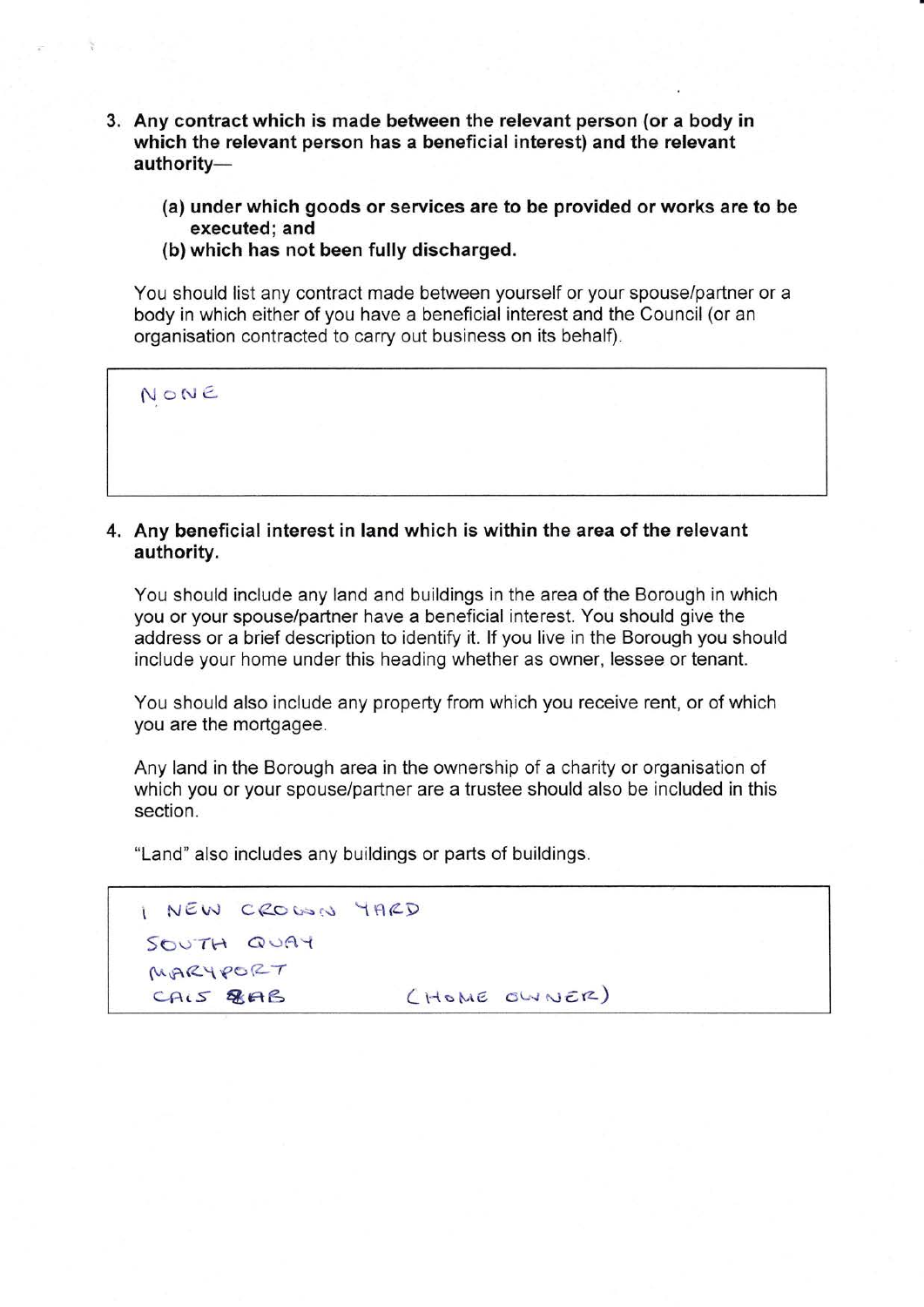3. **Any contract which is made between the relevant person (or a body in which the relevant person has a beneficial interest) and the relevant authority—**

   **(a) under which goods or services are to be provided or works are to be executed; and**
   **(b) which has not been fully discharged.**

   You should list any contract made between yourself or your spouse/partner or a body in which either of you have a beneficial interest and the Council (or an organisation contracted to carry out business on its behalf).

   NONE

4. **Any beneficial interest in land which is within the area of the relevant authority.**

   You should include any land and buildings in the area of the Borough in which you or your spouse/partner have a beneficial interest. You should give the address or a brief description to identify it. If you live in the Borough you should include your home under this heading whether as owner, lessee or tenant.

   You should also include any property from which you receive rent, or of which you are the mortgagee.

   Any land in the Borough area in the ownership of a charity or organisation of which you or your spouse/partner are a trustee should also be included in this section.

   "Land" also includes any buildings or parts of buildings.

   1 NEW CROWN YARD
   SOUTH QUAY
   MARYPORT
   CA15 8AB (HOME OWNER)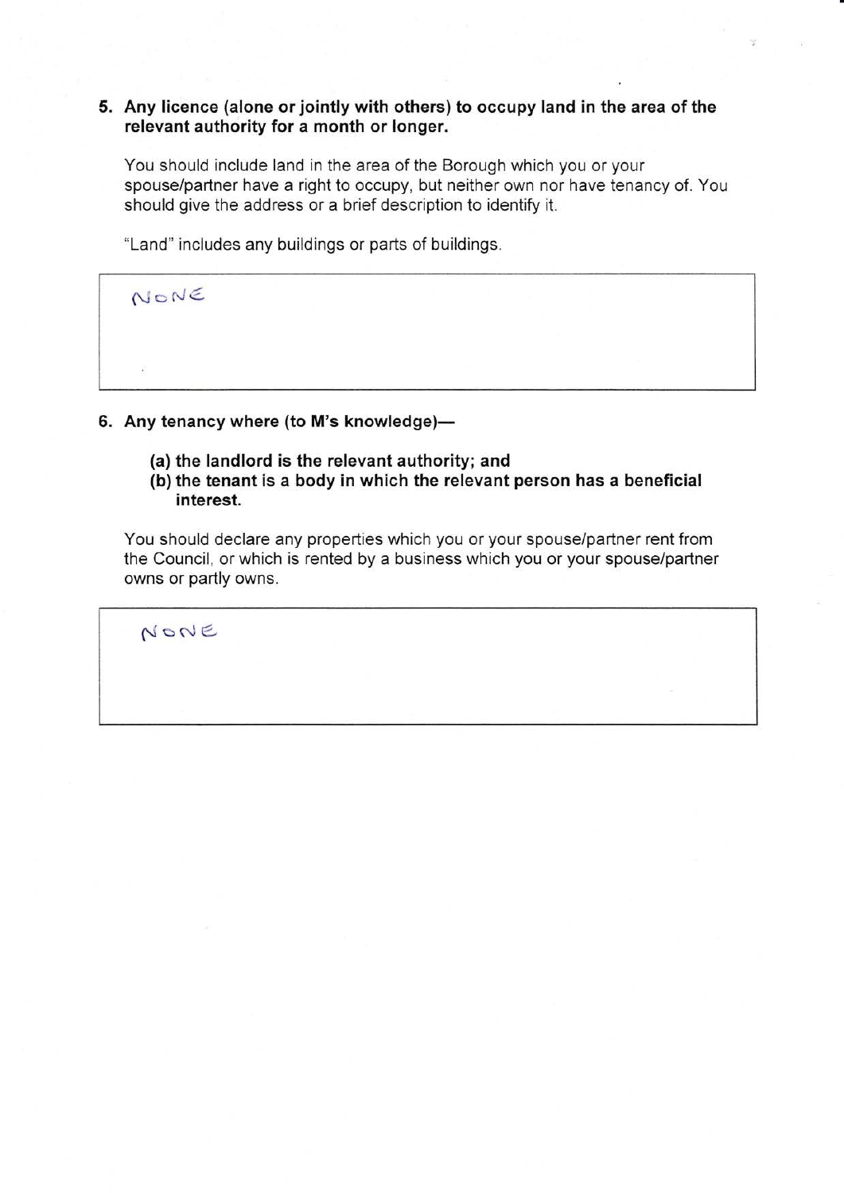**5. Any licence (alone or jointly with others) to occupy land in the area of the relevant authority for a month or longer.**

You should include land in the area of the Borough which you or your spouse/partner have a right to occupy, but neither own nor have tenancy of. You should give the address or a brief description to identify it.

"Land" includes any buildings or parts of buildings.

| NONE |
|---|

**6. Any tenancy where (to M's knowledge)—**

**(a) the landlord is the relevant authority; and**
**(b) the tenant is a body in which the relevant person has a beneficial interest.**

You should declare any properties which you or your spouse/partner rent from the Council, or which is rented by a business which you or your spouse/partner owns or partly owns.

| NONE |
|---|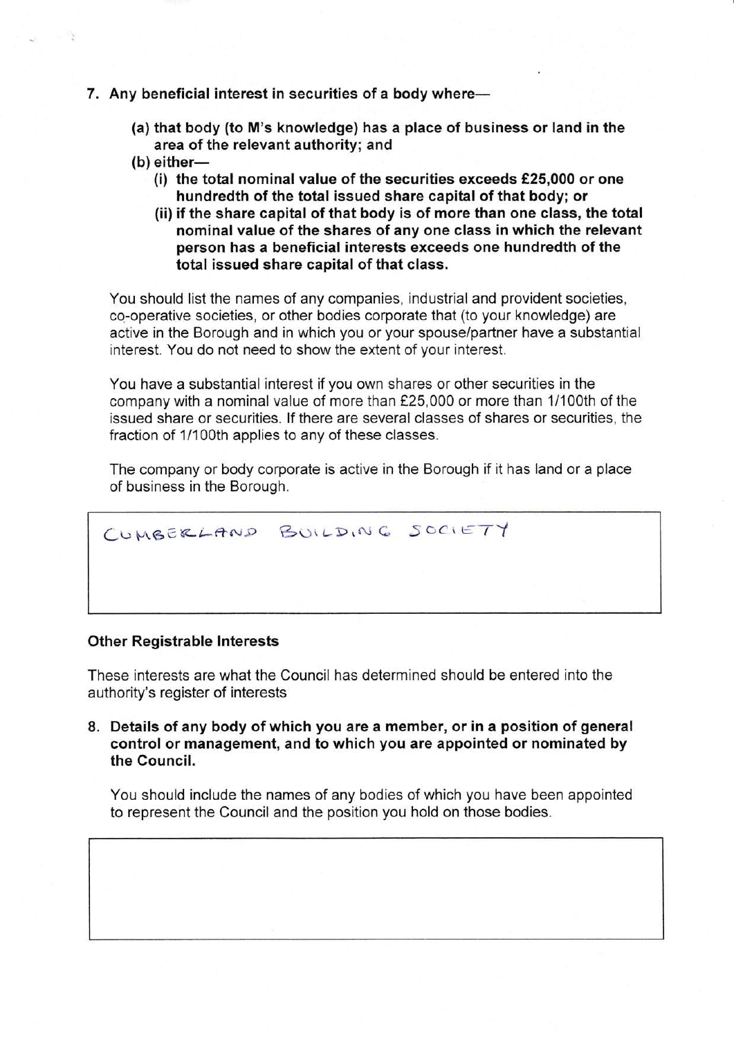7. **Any beneficial interest in securities of a body where—**

    **(a) that body (to M's knowledge) has a place of business or land in the area of the relevant authority; and**

    **(b) either—**

    **(i) the total nominal value of the securities exceeds £25,000 or one hundredth of the total issued share capital of that body; or**

    **(ii) if the share capital of that body is of more than one class, the total nominal value of the shares of any one class in which the relevant person has a beneficial interests exceeds one hundredth of the total issued share capital of that class.**

    You should list the names of any companies, industrial and provident societies, co-operative societies, or other bodies corporate that (to your knowledge) are active in the Borough and in which you or your spouse/partner have a substantial interest. You do not need to show the extent of your interest.

    You have a substantial interest if you own shares or other securities in the company with a nominal value of more than £25,000 or more than 1/100th of the issued share or securities. If there are several classes of shares or securities, the fraction of 1/100th applies to any of these classes.

    The company or body corporate is active in the Borough if it has land or a place of business in the Borough.

| CUMBERLAND BUILDING SOCIETY |
|---|

### Other Registrable Interests

These interests are what the Council has determined should be entered into the authority's register of interests

8. **Details of any body of which you are a member, or in a position of general control or management, and to which you are appointed or nominated by the Council.**

    You should include the names of any bodies of which you have been appointed to represent the Council and the position you hold on those bodies.

| |
|---|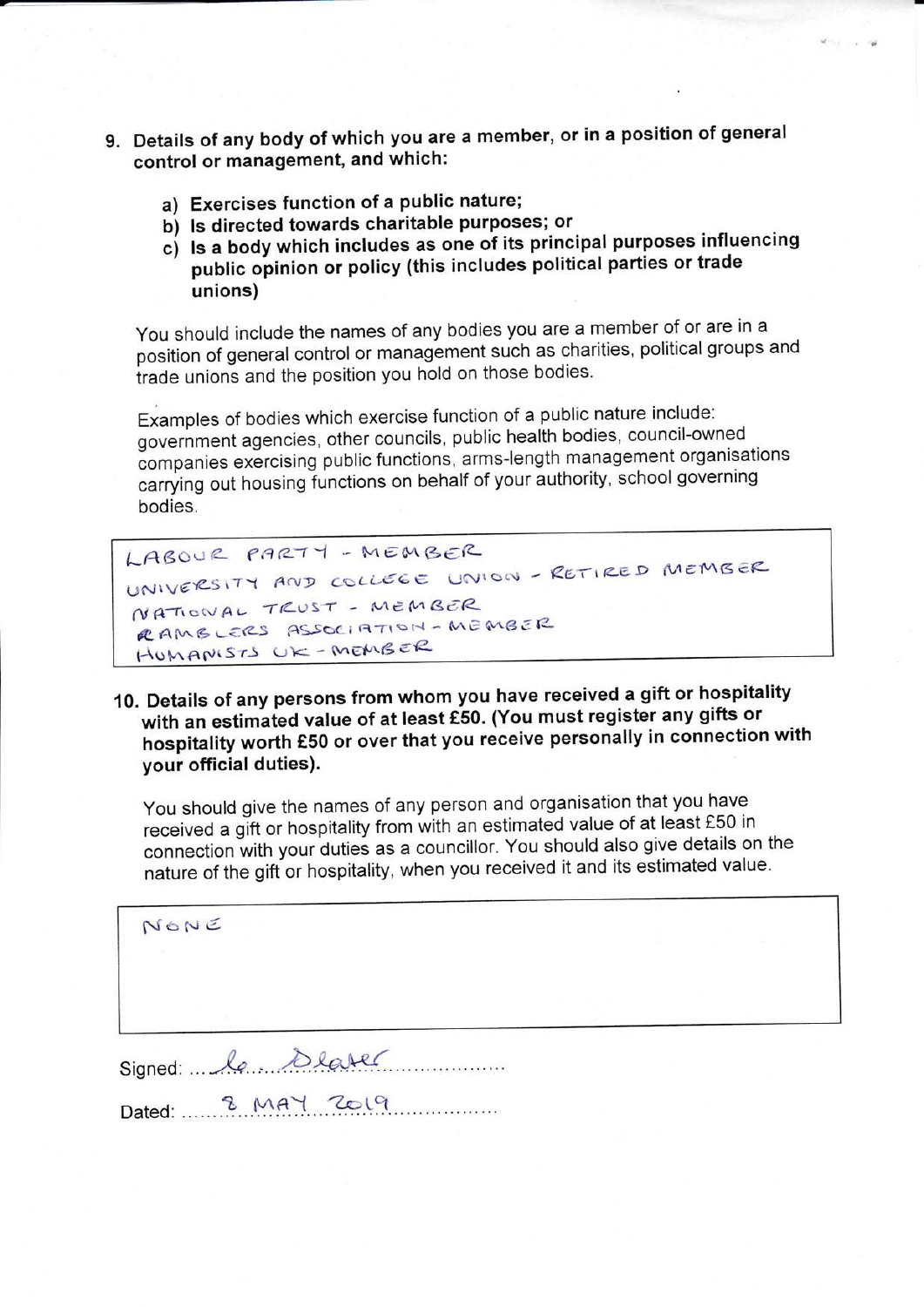9. **Details of any body of which you are a member, or in a position of general control or management, and which:**

   a) **Exercises function of a public nature;**
   b) **Is directed towards charitable purposes; or**
   c) **Is a body which includes as one of its principal purposes influencing public opinion or policy (this includes political parties or trade unions)**

   You should include the names of any bodies you are a member of or are in a position of general control or management such as charities, political groups and trade unions and the position you hold on those bodies.

   Examples of bodies which exercise function of a public nature include: government agencies, other councils, public health bodies, council-owned companies exercising public functions, arms-length management organisations carrying out housing functions on behalf of your authority, school governing bodies.

   | |
   |---|
   | LABOUR PARTY - MEMBER<br>UNIVERSITY AND COLLEGE UNION - RETIRED MEMBER<br>NATIONAL TRUST - MEMBER<br>RAMBLERS ASSOCIATION - MEMBER<br>HUMANISTS UK - MEMBER |

10. **Details of any persons from whom you have received a gift or hospitality with an estimated value of at least £50. (You must register any gifts or hospitality worth £50 or over that you receive personally in connection with your official duties).**

    You should give the names of any person and organisation that you have received a gift or hospitality from with an estimated value of at least £50 in connection with your duties as a councillor. You should also give details on the nature of the gift or hospitality, when you received it and its estimated value.

    | |
    |---|
    | NONE |

Signed: G. Slater

Dated: 8 MAY 2019